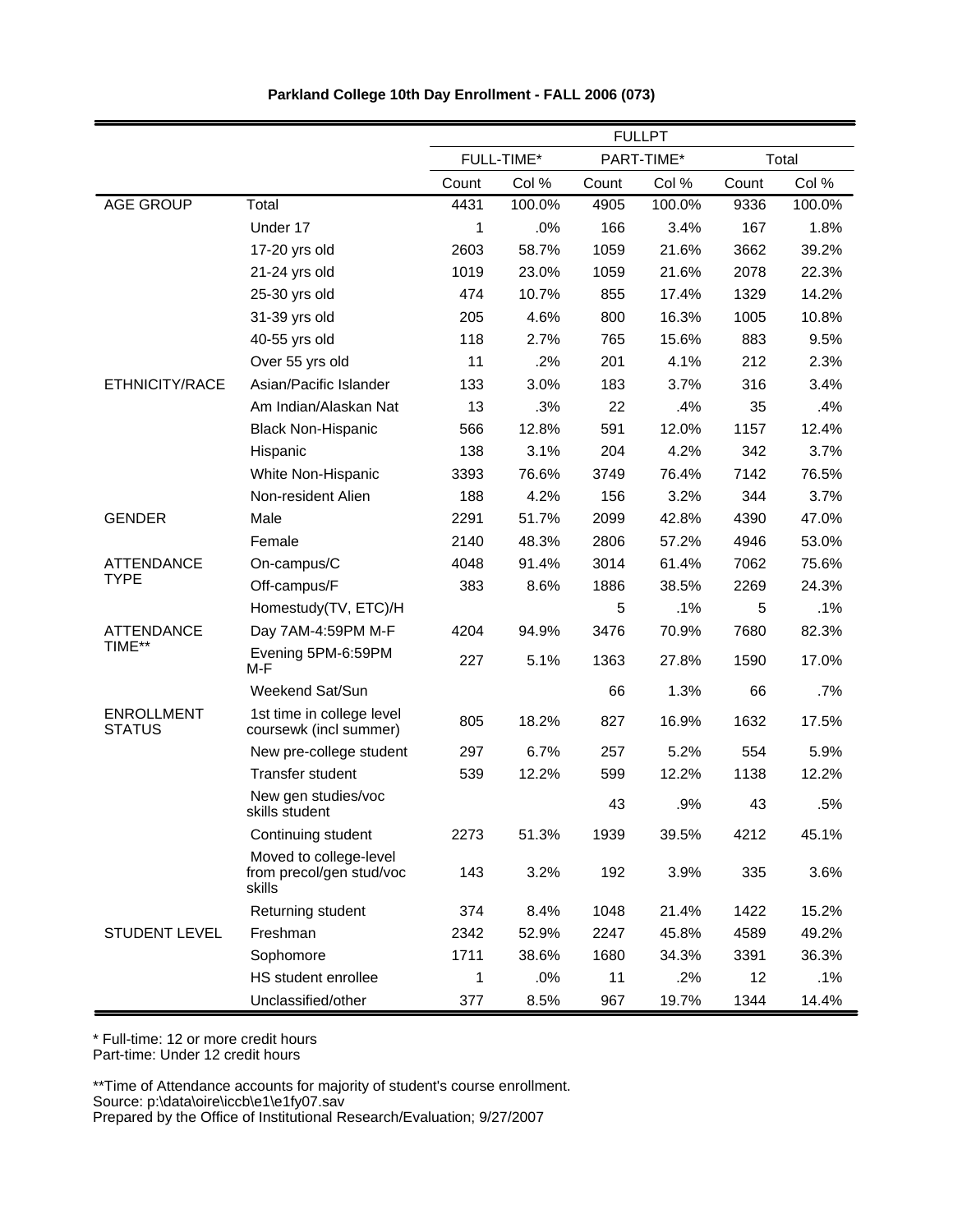**Parkland College 10th Day Enrollment - FALL 2006 (073)**

| | | FULLPT | | | | | |
|---|---|---|---|---|---|---|---|
| | | FULL-TIME* | | PART-TIME* | | Total | |
| | | Count | Col % | Count | Col % | Count | Col % |
| AGE GROUP | Total | 4431 | 100.0% | 4905 | 100.0% | 9336 | 100.0% |
| | Under 17 | 1 | .0% | 166 | 3.4% | 167 | 1.8% |
| | 17-20 yrs old | 2603 | 58.7% | 1059 | 21.6% | 3662 | 39.2% |
| | 21-24 yrs old | 1019 | 23.0% | 1059 | 21.6% | 2078 | 22.3% |
| | 25-30 yrs old | 474 | 10.7% | 855 | 17.4% | 1329 | 14.2% |
| | 31-39 yrs old | 205 | 4.6% | 800 | 16.3% | 1005 | 10.8% |
| | 40-55 yrs old | 118 | 2.7% | 765 | 15.6% | 883 | 9.5% |
| | Over 55 yrs old | 11 | .2% | 201 | 4.1% | 212 | 2.3% |
| ETHNICITY/RACE | Asian/Pacific Islander | 133 | 3.0% | 183 | 3.7% | 316 | 3.4% |
| | Am Indian/Alaskan Nat | 13 | .3% | 22 | .4% | 35 | .4% |
| | Black Non-Hispanic | 566 | 12.8% | 591 | 12.0% | 1157 | 12.4% |
| | Hispanic | 138 | 3.1% | 204 | 4.2% | 342 | 3.7% |
| | White Non-Hispanic | 3393 | 76.6% | 3749 | 76.4% | 7142 | 76.5% |
| | Non-resident Alien | 188 | 4.2% | 156 | 3.2% | 344 | 3.7% |
| GENDER | Male | 2291 | 51.7% | 2099 | 42.8% | 4390 | 47.0% |
| | Female | 2140 | 48.3% | 2806 | 57.2% | 4946 | 53.0% |
| ATTENDANCE TYPE | On-campus/C | 4048 | 91.4% | 3014 | 61.4% | 7062 | 75.6% |
| | Off-campus/F | 383 | 8.6% | 1886 | 38.5% | 2269 | 24.3% |
| | Homestudy(TV, ETC)/H | | | 5 | .1% | 5 | .1% |
| ATTENDANCE TIME** | Day 7AM-4:59PM M-F | 4204 | 94.9% | 3476 | 70.9% | 7680 | 82.3% |
| | Evening 5PM-6:59PM M-F | 227 | 5.1% | 1363 | 27.8% | 1590 | 17.0% |
| | Weekend Sat/Sun | | | 66 | 1.3% | 66 | .7% |
| ENROLLMENT STATUS | 1st time in college level coursewk (incl summer) | 805 | 18.2% | 827 | 16.9% | 1632 | 17.5% |
| | New pre-college student | 297 | 6.7% | 257 | 5.2% | 554 | 5.9% |
| | Transfer student | 539 | 12.2% | 599 | 12.2% | 1138 | 12.2% |
| | New gen studies/voc skills student | | | 43 | .9% | 43 | .5% |
| | Continuing student | 2273 | 51.3% | 1939 | 39.5% | 4212 | 45.1% |
| | Moved to college-level from precol/gen stud/voc skills | 143 | 3.2% | 192 | 3.9% | 335 | 3.6% |
| | Returning student | 374 | 8.4% | 1048 | 21.4% | 1422 | 15.2% |
| STUDENT LEVEL | Freshman | 2342 | 52.9% | 2247 | 45.8% | 4589 | 49.2% |
| | Sophomore | 1711 | 38.6% | 1680 | 34.3% | 3391 | 36.3% |
| | HS student enrollee | 1 | .0% | 11 | .2% | 12 | .1% |
| | Unclassified/other | 377 | 8.5% | 967 | 19.7% | 1344 | 14.4% |

* Full-time: 12 or more credit hours
Part-time: Under 12 credit hours

**Time of Attendance accounts for majority of student's course enrollment.
Source: p:\data\oire\iccb\e1\e1fy07.sav
Prepared by the Office of Institutional Research/Evaluation; 9/27/2007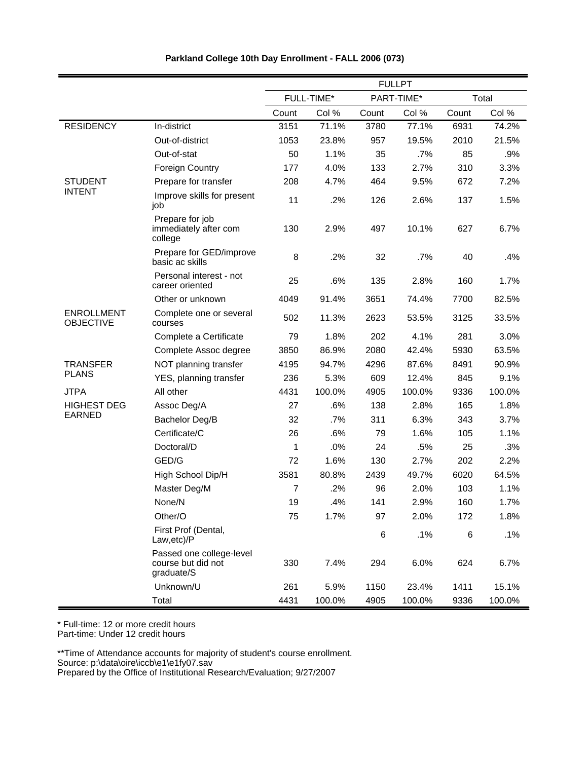**Parkland College 10th Day Enrollment - FALL 2006 (073)**

| | | FULLPT | | | | | |
|---|---|---|---|---|---|---|---|
| | | FULL-TIME* | | PART-TIME* | | Total | |
| | | Count | Col % | Count | Col % | Count | Col % |
| RESIDENCY | In-district | 3151 | 71.1% | 3780 | 77.1% | 6931 | 74.2% |
| | Out-of-district | 1053 | 23.8% | 957 | 19.5% | 2010 | 21.5% |
| | Out-of-stat | 50 | 1.1% | 35 | .7% | 85 | .9% |
| | Foreign Country | 177 | 4.0% | 133 | 2.7% | 310 | 3.3% |
| STUDENT INTENT | Prepare for transfer | 208 | 4.7% | 464 | 9.5% | 672 | 7.2% |
| | Improve skills for present job | 11 | .2% | 126 | 2.6% | 137 | 1.5% |
| | Prepare for job immediately after com college | 130 | 2.9% | 497 | 10.1% | 627 | 6.7% |
| | Prepare for GED/improve basic ac skills | 8 | .2% | 32 | .7% | 40 | .4% |
| | Personal interest - not career oriented | 25 | .6% | 135 | 2.8% | 160 | 1.7% |
| | Other or unknown | 4049 | 91.4% | 3651 | 74.4% | 7700 | 82.5% |
| ENROLLMENT OBJECTIVE | Complete one or several courses | 502 | 11.3% | 2623 | 53.5% | 3125 | 33.5% |
| | Complete a Certificate | 79 | 1.8% | 202 | 4.1% | 281 | 3.0% |
| | Complete Assoc degree | 3850 | 86.9% | 2080 | 42.4% | 5930 | 63.5% |
| TRANSFER PLANS | NOT planning transfer | 4195 | 94.7% | 4296 | 87.6% | 8491 | 90.9% |
| | YES, planning transfer | 236 | 5.3% | 609 | 12.4% | 845 | 9.1% |
| JTPA | All other | 4431 | 100.0% | 4905 | 100.0% | 9336 | 100.0% |
| HIGHEST DEG EARNED | Assoc Deg/A | 27 | .6% | 138 | 2.8% | 165 | 1.8% |
| | Bachelor Deg/B | 32 | .7% | 311 | 6.3% | 343 | 3.7% |
| | Certificate/C | 26 | .6% | 79 | 1.6% | 105 | 1.1% |
| | Doctoral/D | 1 | .0% | 24 | .5% | 25 | .3% |
| | GED/G | 72 | 1.6% | 130 | 2.7% | 202 | 2.2% |
| | High School Dip/H | 3581 | 80.8% | 2439 | 49.7% | 6020 | 64.5% |
| | Master Deg/M | 7 | .2% | 96 | 2.0% | 103 | 1.1% |
| | None/N | 19 | .4% | 141 | 2.9% | 160 | 1.7% |
| | Other/O | 75 | 1.7% | 97 | 2.0% | 172 | 1.8% |
| | First Prof (Dental, Law,etc)/P | | | 6 | .1% | 6 | .1% |
| | Passed one college-level course but did not graduate/S | 330 | 7.4% | 294 | 6.0% | 624 | 6.7% |
| | Unknown/U | 261 | 5.9% | 1150 | 23.4% | 1411 | 15.1% |
| | Total | 4431 | 100.0% | 4905 | 100.0% | 9336 | 100.0% |

\* Full-time: 12 or more credit hours
Part-time: Under 12 credit hours

\*\*Time of Attendance accounts for majority of student's course enrollment.
Source: p:\data\oire\iccb\e1\e1fy07.sav
Prepared by the Office of Institutional Research/Evaluation; 9/27/2007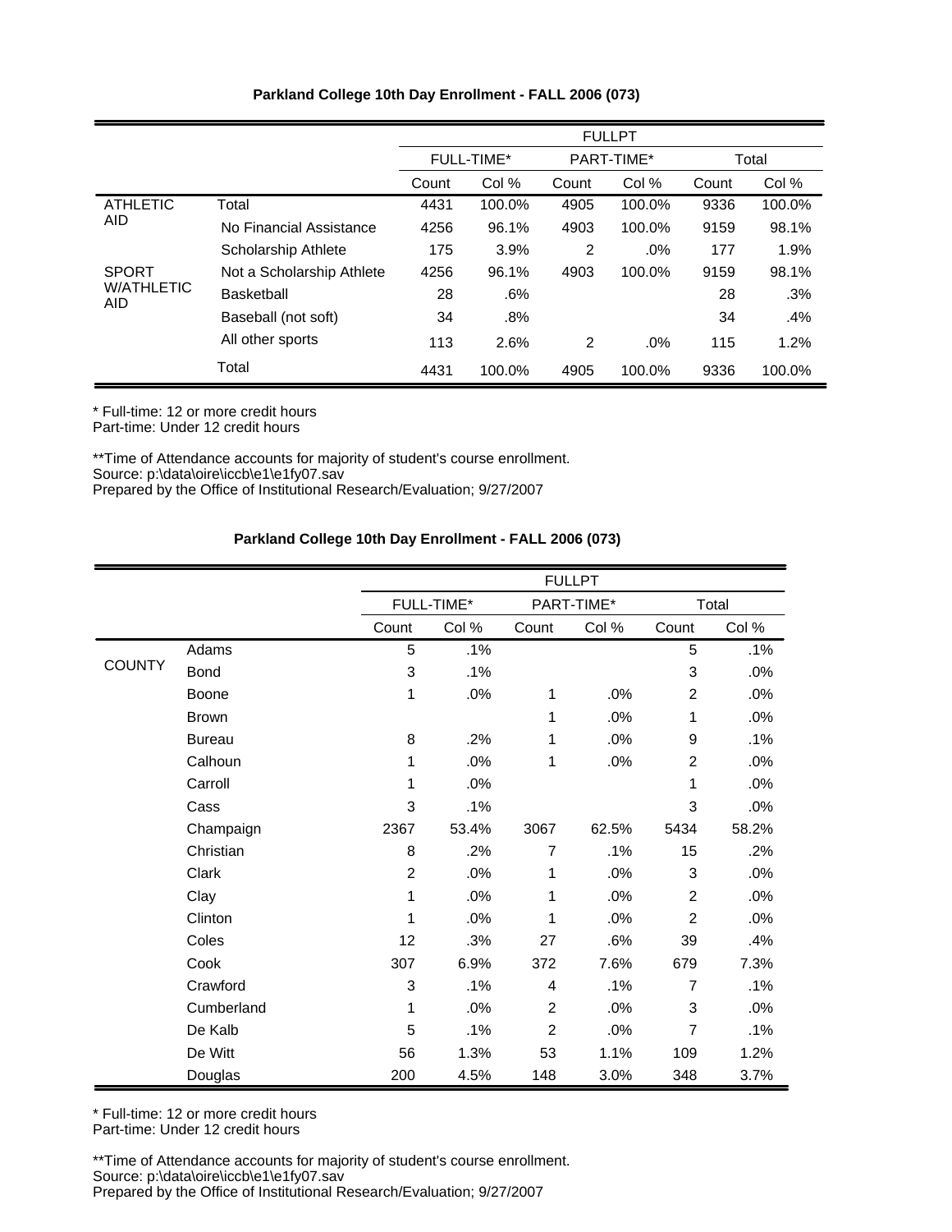**Parkland College 10th Day Enrollment - FALL 2006 (073)**

| | | FULLPT | | | | | |
|---|---|---|---|---|---|---|---|
| | | FULL-TIME* | | PART-TIME* | | Total | |
| | | Count | Col % | Count | Col % | Count | Col % |
| ATHLETIC AID | Total | 4431 | 100.0% | 4905 | 100.0% | 9336 | 100.0% |
| | No Financial Assistance | 4256 | 96.1% | 4903 | 100.0% | 9159 | 98.1% |
| | Scholarship Athlete | 175 | 3.9% | 2 | .0% | 177 | 1.9% |
| SPORT W/ATHLETIC AID | Not a Scholarship Athlete | 4256 | 96.1% | 4903 | 100.0% | 9159 | 98.1% |
| | Basketball | 28 | .6% | | | 28 | .3% |
| | Baseball (not soft) | 34 | .8% | | | 34 | .4% |
| | All other sports | 113 | 2.6% | 2 | .0% | 115 | 1.2% |
| | Total | 4431 | 100.0% | 4905 | 100.0% | 9336 | 100.0% |

* Full-time: 12 or more credit hours
Part-time: Under 12 credit hours

**Time of Attendance accounts for majority of student's course enrollment.
Source: p:\data\oire\iccb\e1\e1fy07.sav
Prepared by the Office of Institutional Research/Evaluation; 9/27/2007

**Parkland College 10th Day Enrollment - FALL 2006 (073)**

| | | FULLPT | | | | | |
|---|---|---|---|---|---|---|---|
| | | FULL-TIME* | | PART-TIME* | | Total | |
| | | Count | Col % | Count | Col % | Count | Col % |
| COUNTY | Adams | 5 | .1% | | | 5 | .1% |
| | Bond | 3 | .1% | | | 3 | .0% |
| | Boone | 1 | .0% | 1 | .0% | 2 | .0% |
| | Brown | | | 1 | .0% | 1 | .0% |
| | Bureau | 8 | .2% | 1 | .0% | 9 | .1% |
| | Calhoun | 1 | .0% | 1 | .0% | 2 | .0% |
| | Carroll | 1 | .0% | | | 1 | .0% |
| | Cass | 3 | .1% | | | 3 | .0% |
| | Champaign | 2367 | 53.4% | 3067 | 62.5% | 5434 | 58.2% |
| | Christian | 8 | .2% | 7 | .1% | 15 | .2% |
| | Clark | 2 | .0% | 1 | .0% | 3 | .0% |
| | Clay | 1 | .0% | 1 | .0% | 2 | .0% |
| | Clinton | 1 | .0% | 1 | .0% | 2 | .0% |
| | Coles | 12 | .3% | 27 | .6% | 39 | .4% |
| | Cook | 307 | 6.9% | 372 | 7.6% | 679 | 7.3% |
| | Crawford | 3 | .1% | 4 | .1% | 7 | .1% |
| | Cumberland | 1 | .0% | 2 | .0% | 3 | .0% |
| | De Kalb | 5 | .1% | 2 | .0% | 7 | .1% |
| | De Witt | 56 | 1.3% | 53 | 1.1% | 109 | 1.2% |
| | Douglas | 200 | 4.5% | 148 | 3.0% | 348 | 3.7% |

* Full-time: 12 or more credit hours
Part-time: Under 12 credit hours

**Time of Attendance accounts for majority of student's course enrollment.
Source: p:\data\oire\iccb\e1\e1fy07.sav
Prepared by the Office of Institutional Research/Evaluation; 9/27/2007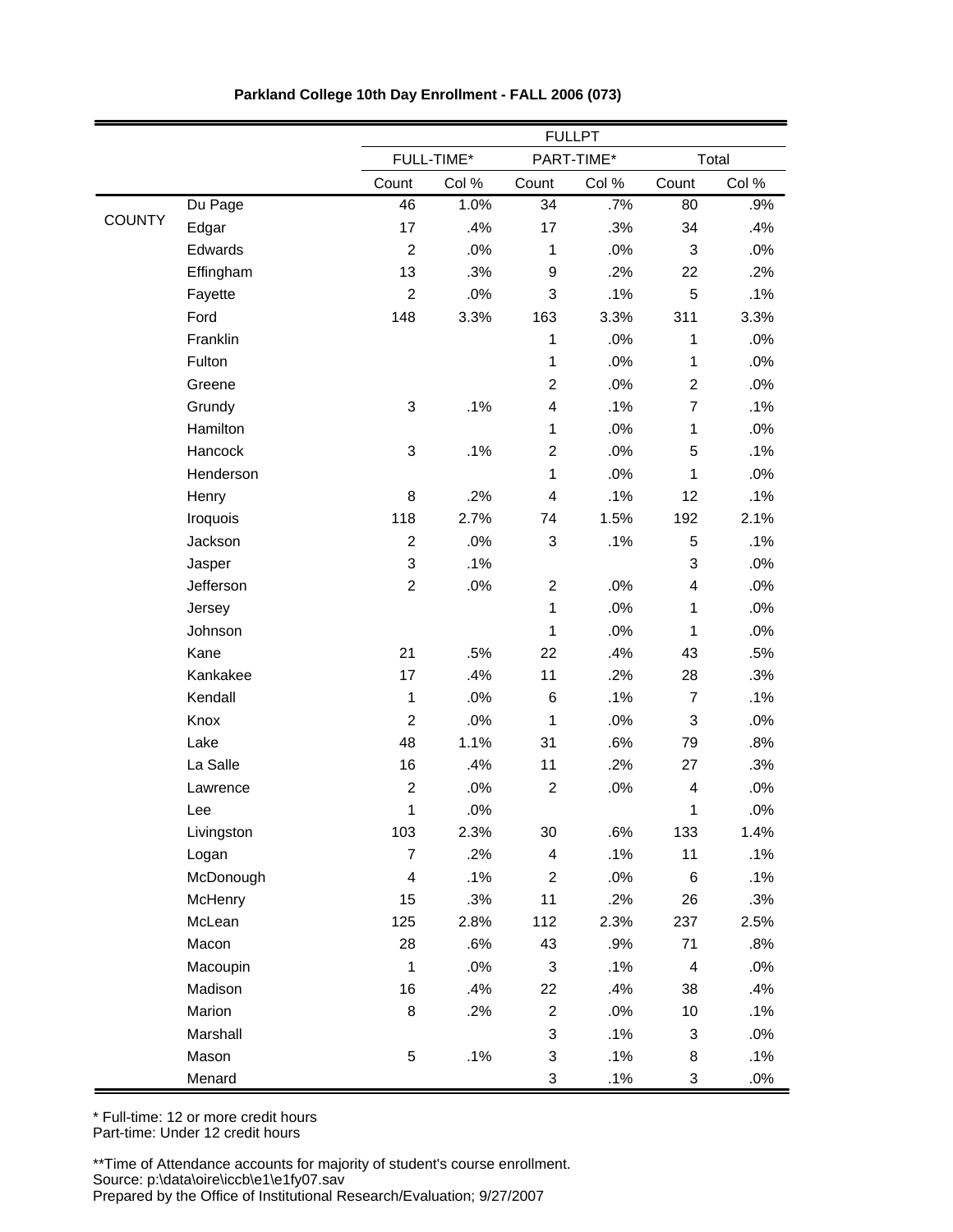**Parkland College 10th Day Enrollment - FALL 2006 (073)**

| | | FULLPT | | | | | |
|---|---|---|---|---|---|---|---|
| | | FULL-TIME* | | PART-TIME* | | Total | |
| | | Count | Col % | Count | Col % | Count | Col % |
| COUNTY | Du Page | 46 | 1.0% | 34 | .7% | 80 | .9% |
| | Edgar | 17 | .4% | 17 | .3% | 34 | .4% |
| | Edwards | 2 | .0% | 1 | .0% | 3 | .0% |
| | Effingham | 13 | .3% | 9 | .2% | 22 | .2% |
| | Fayette | 2 | .0% | 3 | .1% | 5 | .1% |
| | Ford | 148 | 3.3% | 163 | 3.3% | 311 | 3.3% |
| | Franklin | | | 1 | .0% | 1 | .0% |
| | Fulton | | | 1 | .0% | 1 | .0% |
| | Greene | | | 2 | .0% | 2 | .0% |
| | Grundy | 3 | .1% | 4 | .1% | 7 | .1% |
| | Hamilton | | | 1 | .0% | 1 | .0% |
| | Hancock | 3 | .1% | 2 | .0% | 5 | .1% |
| | Henderson | | | 1 | .0% | 1 | .0% |
| | Henry | 8 | .2% | 4 | .1% | 12 | .1% |
| | Iroquois | 118 | 2.7% | 74 | 1.5% | 192 | 2.1% |
| | Jackson | 2 | .0% | 3 | .1% | 5 | .1% |
| | Jasper | 3 | .1% | | | 3 | .0% |
| | Jefferson | 2 | .0% | 2 | .0% | 4 | .0% |
| | Jersey | | | 1 | .0% | 1 | .0% |
| | Johnson | | | 1 | .0% | 1 | .0% |
| | Kane | 21 | .5% | 22 | .4% | 43 | .5% |
| | Kankakee | 17 | .4% | 11 | .2% | 28 | .3% |
| | Kendall | 1 | .0% | 6 | .1% | 7 | .1% |
| | Knox | 2 | .0% | 1 | .0% | 3 | .0% |
| | Lake | 48 | 1.1% | 31 | .6% | 79 | .8% |
| | La Salle | 16 | .4% | 11 | .2% | 27 | .3% |
| | Lawrence | 2 | .0% | 2 | .0% | 4 | .0% |
| | Lee | 1 | .0% | | | 1 | .0% |
| | Livingston | 103 | 2.3% | 30 | .6% | 133 | 1.4% |
| | Logan | 7 | .2% | 4 | .1% | 11 | .1% |
| | McDonough | 4 | .1% | 2 | .0% | 6 | .1% |
| | McHenry | 15 | .3% | 11 | .2% | 26 | .3% |
| | McLean | 125 | 2.8% | 112 | 2.3% | 237 | 2.5% |
| | Macon | 28 | .6% | 43 | .9% | 71 | .8% |
| | Macoupin | 1 | .0% | 3 | .1% | 4 | .0% |
| | Madison | 16 | .4% | 22 | .4% | 38 | .4% |
| | Marion | 8 | .2% | 2 | .0% | 10 | .1% |
| | Marshall | | | 3 | .1% | 3 | .0% |
| | Mason | 5 | .1% | 3 | .1% | 8 | .1% |
| | Menard | | | 3 | .1% | 3 | .0% |

\* Full-time: 12 or more credit hours
Part-time: Under 12 credit hours

**Time of Attendance accounts for majority of student's course enrollment.
Source: p:\data\oire\iccb\e1\e1fy07.sav
Prepared by the Office of Institutional Research/Evaluation; 9/27/2007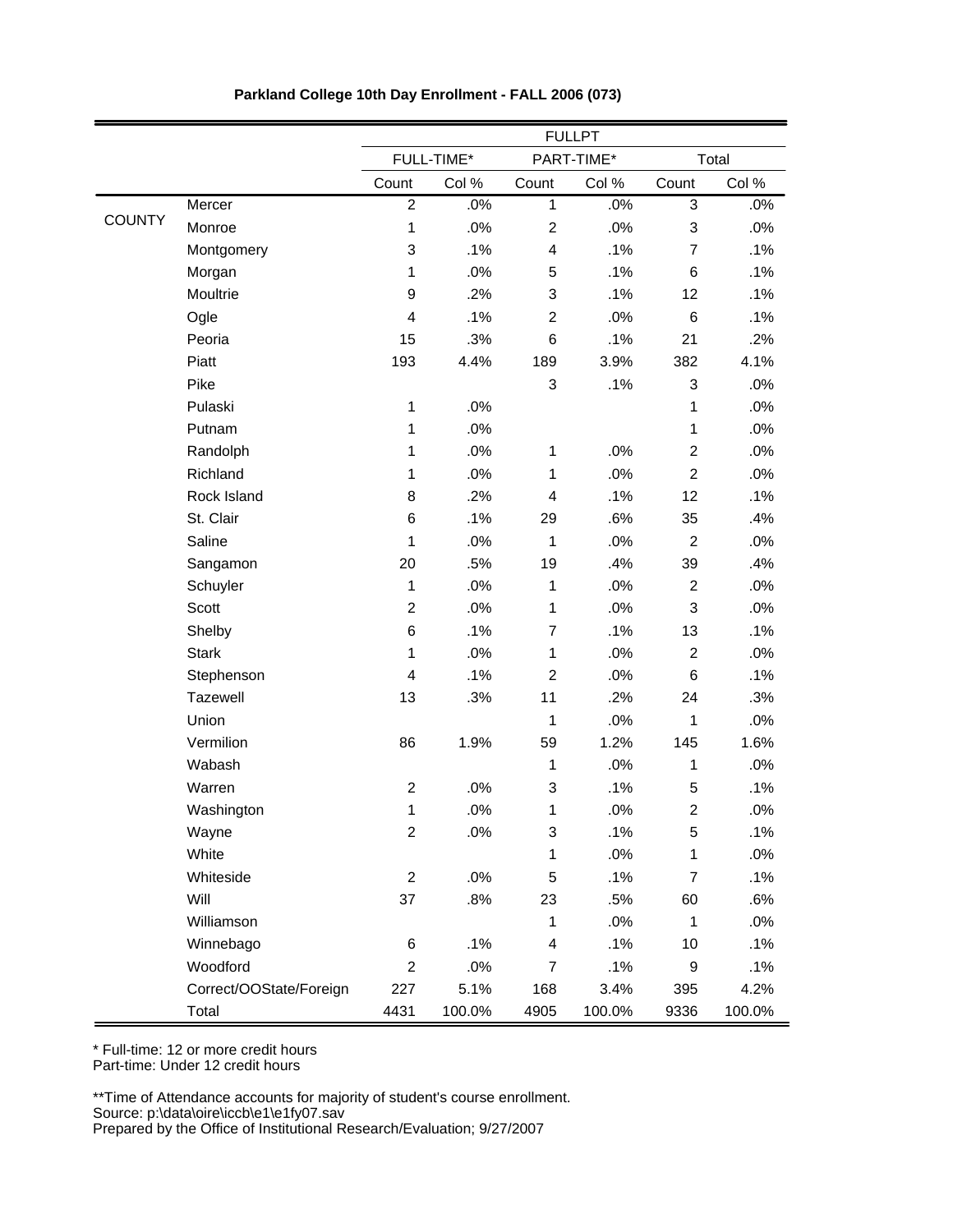**Parkland College 10th Day Enrollment - FALL 2006 (073)**

| | | FULLPT | | | | | |
|---|---|---|---|---|---|---|---|
| | | FULL-TIME* | | PART-TIME* | | Total | |
| | | Count | Col % | Count | Col % | Count | Col % |
| COUNTY | Mercer | 2 | .0% | 1 | .0% | 3 | .0% |
| | Monroe | 1 | .0% | 2 | .0% | 3 | .0% |
| | Montgomery | 3 | .1% | 4 | .1% | 7 | .1% |
| | Morgan | 1 | .0% | 5 | .1% | 6 | .1% |
| | Moultrie | 9 | .2% | 3 | .1% | 12 | .1% |
| | Ogle | 4 | .1% | 2 | .0% | 6 | .1% |
| | Peoria | 15 | .3% | 6 | .1% | 21 | .2% |
| | Piatt | 193 | 4.4% | 189 | 3.9% | 382 | 4.1% |
| | Pike | | | 3 | .1% | 3 | .0% |
| | Pulaski | 1 | .0% | | | 1 | .0% |
| | Putnam | 1 | .0% | | | 1 | .0% |
| | Randolph | 1 | .0% | 1 | .0% | 2 | .0% |
| | Richland | 1 | .0% | 1 | .0% | 2 | .0% |
| | Rock Island | 8 | .2% | 4 | .1% | 12 | .1% |
| | St. Clair | 6 | .1% | 29 | .6% | 35 | .4% |
| | Saline | 1 | .0% | 1 | .0% | 2 | .0% |
| | Sangamon | 20 | .5% | 19 | .4% | 39 | .4% |
| | Schuyler | 1 | .0% | 1 | .0% | 2 | .0% |
| | Scott | 2 | .0% | 1 | .0% | 3 | .0% |
| | Shelby | 6 | .1% | 7 | .1% | 13 | .1% |
| | Stark | 1 | .0% | 1 | .0% | 2 | .0% |
| | Stephenson | 4 | .1% | 2 | .0% | 6 | .1% |
| | Tazewell | 13 | .3% | 11 | .2% | 24 | .3% |
| | Union | | | 1 | .0% | 1 | .0% |
| | Vermilion | 86 | 1.9% | 59 | 1.2% | 145 | 1.6% |
| | Wabash | | | 1 | .0% | 1 | .0% |
| | Warren | 2 | .0% | 3 | .1% | 5 | .1% |
| | Washington | 1 | .0% | 1 | .0% | 2 | .0% |
| | Wayne | 2 | .0% | 3 | .1% | 5 | .1% |
| | White | | | 1 | .0% | 1 | .0% |
| | Whiteside | 2 | .0% | 5 | .1% | 7 | .1% |
| | Will | 37 | .8% | 23 | .5% | 60 | .6% |
| | Williamson | | | 1 | .0% | 1 | .0% |
| | Winnebago | 6 | .1% | 4 | .1% | 10 | .1% |
| | Woodford | 2 | .0% | 7 | .1% | 9 | .1% |
| | Correct/OOState/Foreign | 227 | 5.1% | 168 | 3.4% | 395 | 4.2% |
| | Total | 4431 | 100.0% | 4905 | 100.0% | 9336 | 100.0% |

* Full-time: 12 or more credit hours
Part-time: Under 12 credit hours

**Time of Attendance accounts for majority of student's course enrollment.
Source: p:\data\oire\iccb\e1\e1fy07.sav
Prepared by the Office of Institutional Research/Evaluation; 9/27/2007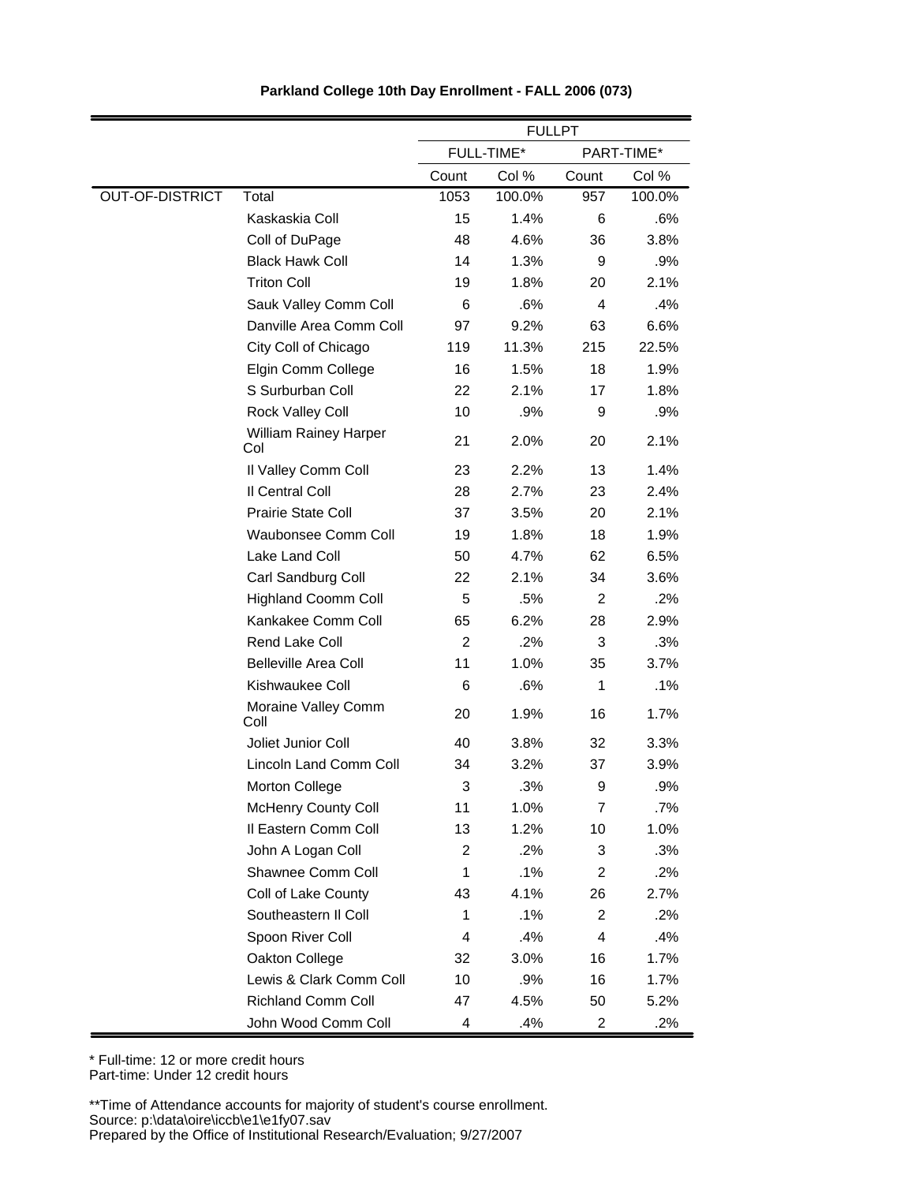**Parkland College 10th Day Enrollment - FALL 2006 (073)**

| | | FULLPT | | | |
|---|---|---|---|---|---|
| | | FULL-TIME* | | PART-TIME* | |
| | | Count | Col % | Count | Col % |
| OUT-OF-DISTRICT | Total | 1053 | 100.0% | 957 | 100.0% |
| | Kaskaskia Coll | 15 | 1.4% | 6 | .6% |
| | Coll of DuPage | 48 | 4.6% | 36 | 3.8% |
| | Black Hawk Coll | 14 | 1.3% | 9 | .9% |
| | Triton Coll | 19 | 1.8% | 20 | 2.1% |
| | Sauk Valley Comm Coll | 6 | .6% | 4 | .4% |
| | Danville Area Comm Coll | 97 | 9.2% | 63 | 6.6% |
| | City Coll of Chicago | 119 | 11.3% | 215 | 22.5% |
| | Elgin Comm College | 16 | 1.5% | 18 | 1.9% |
| | S Surburban Coll | 22 | 2.1% | 17 | 1.8% |
| | Rock Valley Coll | 10 | .9% | 9 | .9% |
| | William Rainey Harper Col | 21 | 2.0% | 20 | 2.1% |
| | Il Valley Comm Coll | 23 | 2.2% | 13 | 1.4% |
| | Il Central Coll | 28 | 2.7% | 23 | 2.4% |
| | Prairie State Coll | 37 | 3.5% | 20 | 2.1% |
| | Waubonsee Comm Coll | 19 | 1.8% | 18 | 1.9% |
| | Lake Land Coll | 50 | 4.7% | 62 | 6.5% |
| | Carl Sandburg Coll | 22 | 2.1% | 34 | 3.6% |
| | Highland Coomm Coll | 5 | .5% | 2 | .2% |
| | Kankakee Comm Coll | 65 | 6.2% | 28 | 2.9% |
| | Rend Lake Coll | 2 | .2% | 3 | .3% |
| | Belleville Area Coll | 11 | 1.0% | 35 | 3.7% |
| | Kishwaukee Coll | 6 | .6% | 1 | .1% |
| | Moraine Valley Comm Coll | 20 | 1.9% | 16 | 1.7% |
| | Joliet Junior Coll | 40 | 3.8% | 32 | 3.3% |
| | Lincoln Land Comm Coll | 34 | 3.2% | 37 | 3.9% |
| | Morton College | 3 | .3% | 9 | .9% |
| | McHenry County Coll | 11 | 1.0% | 7 | .7% |
| | Il Eastern Comm Coll | 13 | 1.2% | 10 | 1.0% |
| | John A Logan Coll | 2 | .2% | 3 | .3% |
| | Shawnee Comm Coll | 1 | .1% | 2 | .2% |
| | Coll of Lake County | 43 | 4.1% | 26 | 2.7% |
| | Southeastern Il Coll | 1 | .1% | 2 | .2% |
| | Spoon River Coll | 4 | .4% | 4 | .4% |
| | Oakton College | 32 | 3.0% | 16 | 1.7% |
| | Lewis & Clark Comm Coll | 10 | .9% | 16 | 1.7% |
| | Richland Comm Coll | 47 | 4.5% | 50 | 5.2% |
| | John Wood Comm Coll | 4 | .4% | 2 | .2% |

* Full-time: 12 or more credit hours
Part-time: Under 12 credit hours

**Time of Attendance accounts for majority of student's course enrollment.
Source: p:\data\oire\iccb\e1\e1fy07.sav
Prepared by the Office of Institutional Research/Evaluation; 9/27/2007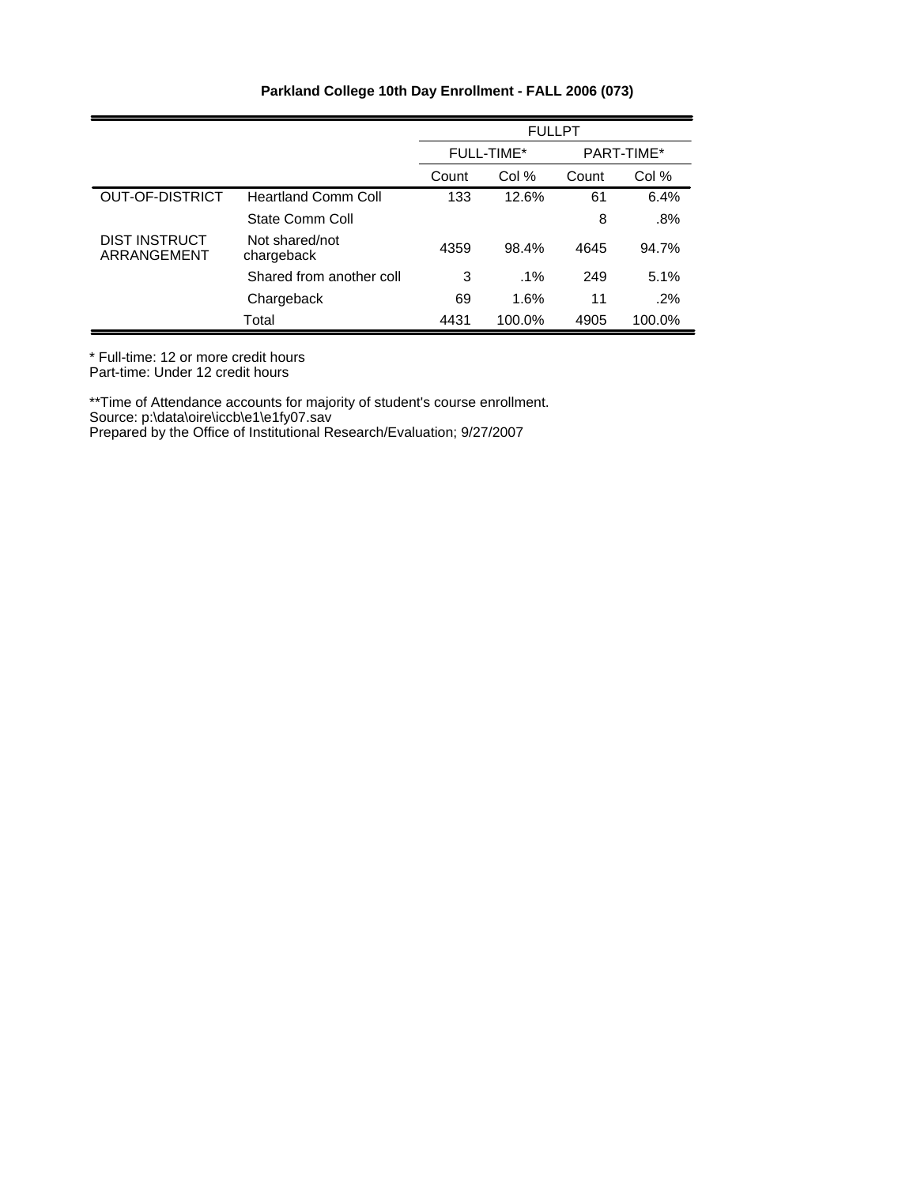**Parkland College 10th Day Enrollment - FALL 2006 (073)**

| | | FULLPT | | | |
|---|---|---|---|---|---|
| | | FULL-TIME* | | PART-TIME* | |
| | | Count | Col % | Count | Col % |
| OUT-OF-DISTRICT | Heartland Comm Coll | 133 | 12.6% | 61 | 6.4% |
| | State Comm Coll | | | 8 | .8% |
| DIST INSTRUCT ARRANGEMENT | Not shared/not chargeback | 4359 | 98.4% | 4645 | 94.7% |
| | Shared from another coll | 3 | .1% | 249 | 5.1% |
| | Chargeback | 69 | 1.6% | 11 | .2% |
| | Total | 4431 | 100.0% | 4905 | 100.0% |

* Full-time: 12 or more credit hours
Part-time: Under 12 credit hours

**Time of Attendance accounts for majority of student's course enrollment.
Source: p:\data\oire\iccb\e1\e1fy07.sav
Prepared by the Office of Institutional Research/Evaluation; 9/27/2007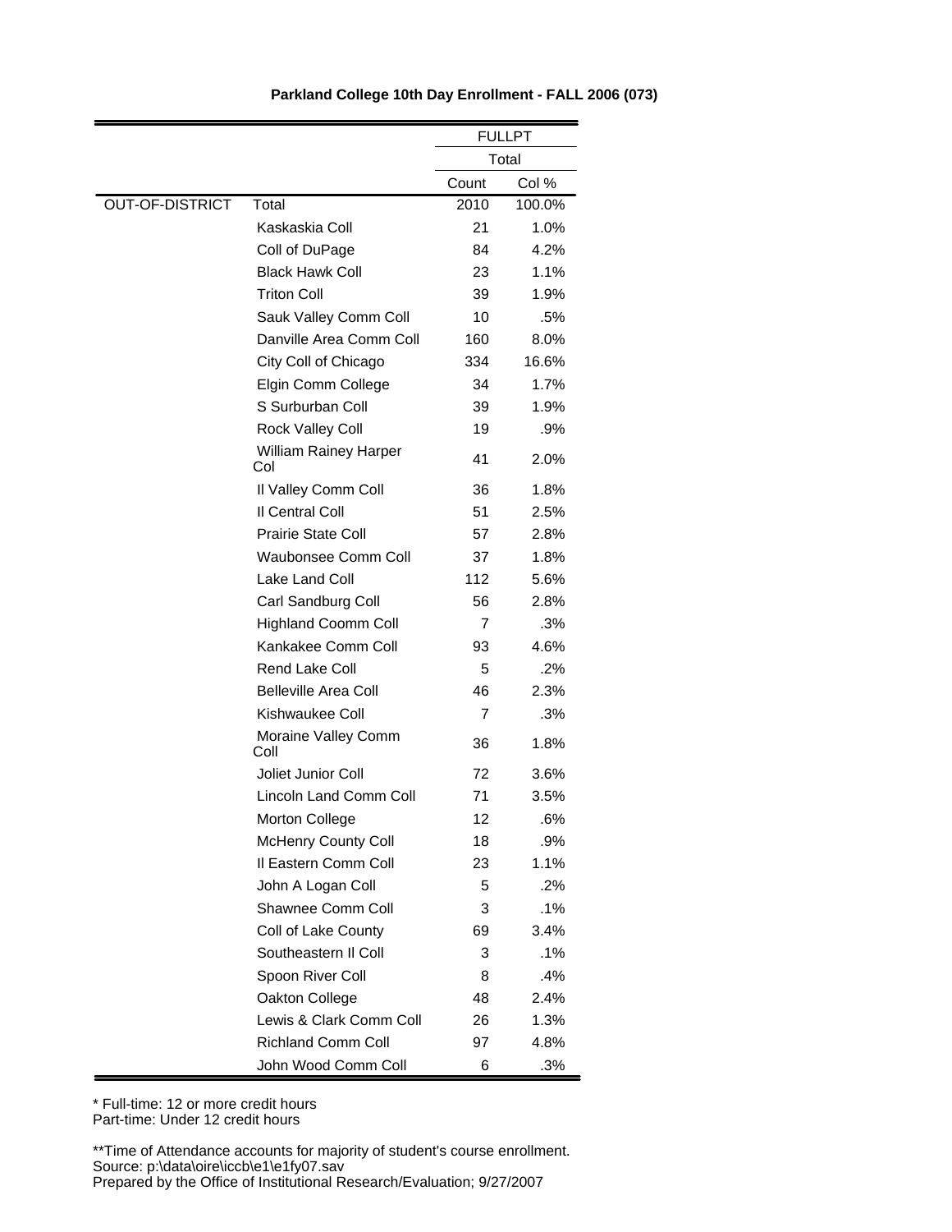**Parkland College 10th Day Enrollment - FALL 2006 (073)**

| | | FULLPT | |
|---|---|---|---|
| | | Total | |
| | | Count | Col % |
| OUT-OF-DISTRICT | Total | 2010 | 100.0% |
| | Kaskaskia Coll | 21 | 1.0% |
| | Coll of DuPage | 84 | 4.2% |
| | Black Hawk Coll | 23 | 1.1% |
| | Triton Coll | 39 | 1.9% |
| | Sauk Valley Comm Coll | 10 | .5% |
| | Danville Area Comm Coll | 160 | 8.0% |
| | City Coll of Chicago | 334 | 16.6% |
| | Elgin Comm College | 34 | 1.7% |
| | S Surburban Coll | 39 | 1.9% |
| | Rock Valley Coll | 19 | .9% |
| | William Rainey Harper Col | 41 | 2.0% |
| | Il Valley Comm Coll | 36 | 1.8% |
| | Il Central Coll | 51 | 2.5% |
| | Prairie State Coll | 57 | 2.8% |
| | Waubonsee Comm Coll | 37 | 1.8% |
| | Lake Land Coll | 112 | 5.6% |
| | Carl Sandburg Coll | 56 | 2.8% |
| | Highland Coomm Coll | 7 | .3% |
| | Kankakee Comm Coll | 93 | 4.6% |
| | Rend Lake Coll | 5 | .2% |
| | Belleville Area Coll | 46 | 2.3% |
| | Kishwaukee Coll | 7 | .3% |
| | Moraine Valley Comm Coll | 36 | 1.8% |
| | Joliet Junior Coll | 72 | 3.6% |
| | Lincoln Land Comm Coll | 71 | 3.5% |
| | Morton College | 12 | .6% |
| | McHenry County Coll | 18 | .9% |
| | Il Eastern Comm Coll | 23 | 1.1% |
| | John A Logan Coll | 5 | .2% |
| | Shawnee Comm Coll | 3 | .1% |
| | Coll of Lake County | 69 | 3.4% |
| | Southeastern Il Coll | 3 | .1% |
| | Spoon River Coll | 8 | .4% |
| | Oakton College | 48 | 2.4% |
| | Lewis & Clark Comm Coll | 26 | 1.3% |
| | Richland Comm Coll | 97 | 4.8% |
| | John Wood Comm Coll | 6 | .3% |

* Full-time: 12 or more credit hours
Part-time: Under 12 credit hours

**Time of Attendance accounts for majority of student's course enrollment.
Source: p:\data\oire\iccb\e1\e1fy07.sav
Prepared by the Office of Institutional Research/Evaluation; 9/27/2007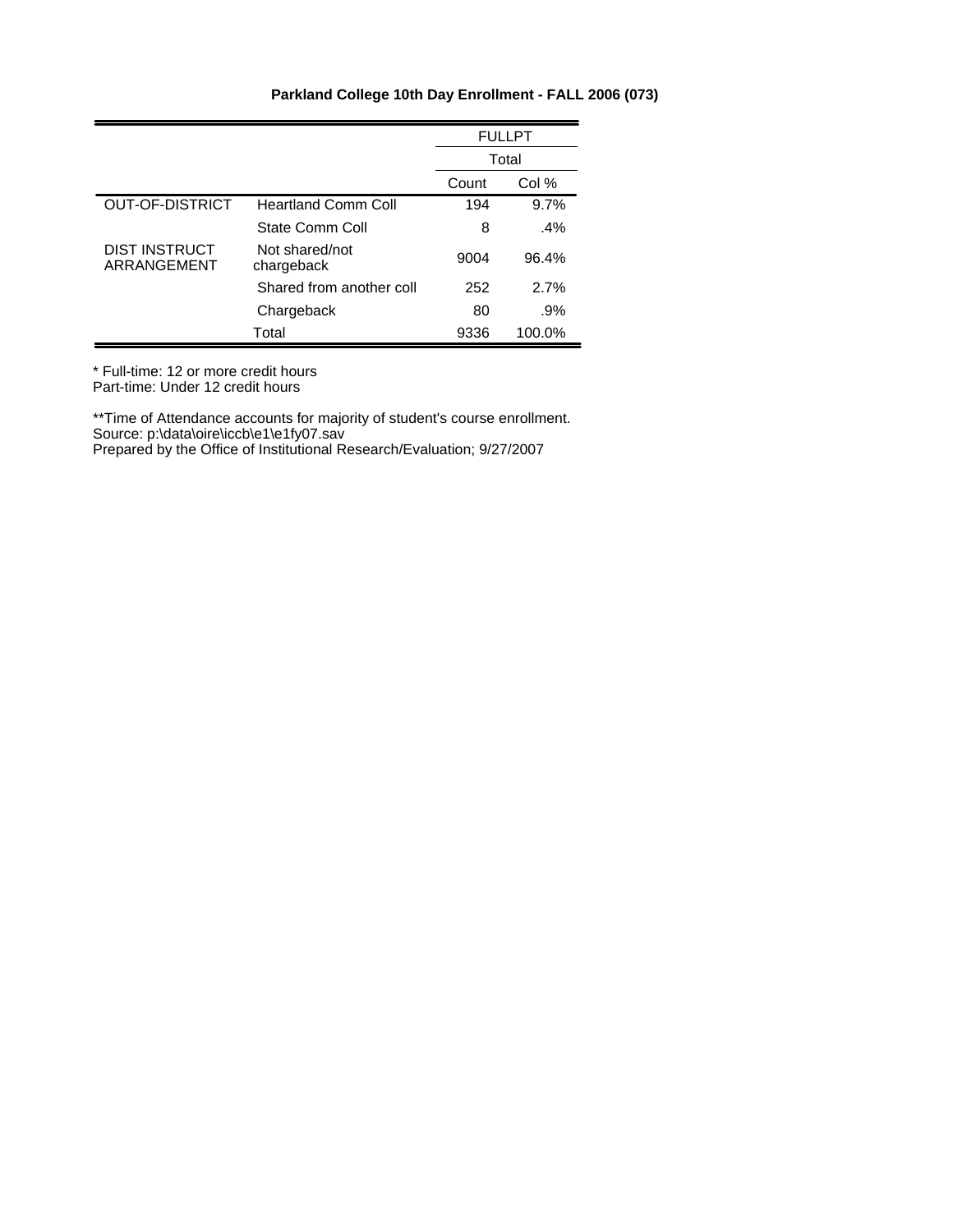**Parkland College 10th Day Enrollment - FALL 2006 (073)**

| | | FULLPT | |
|---|---|---|---|
| | | Total | |
| | | Count | Col % |
| OUT-OF-DISTRICT | Heartland Comm Coll | 194 | 9.7% |
| | State Comm Coll | 8 | .4% |
| DIST INSTRUCT ARRANGEMENT | Not shared/not chargeback | 9004 | 96.4% |
| | Shared from another coll | 252 | 2.7% |
| | Chargeback | 80 | .9% |
| | Total | 9336 | 100.0% |

* Full-time: 12 or more credit hours
Part-time: Under 12 credit hours

**Time of Attendance accounts for majority of student's course enrollment.
Source: p:\data\oire\iccb\e1\e1fy07.sav
Prepared by the Office of Institutional Research/Evaluation; 9/27/2007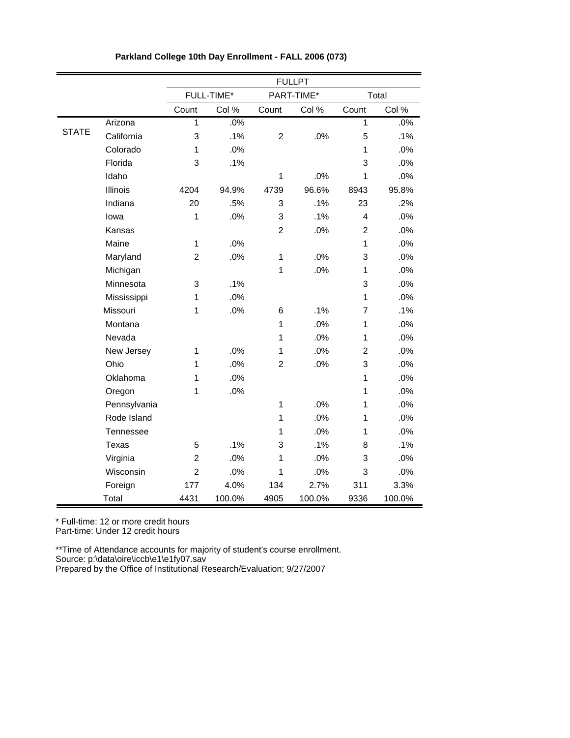# Parkland College 10th Day Enrollment - FALL 2006 (073)

| | | FULLPT | | | | | |
|---|---|---|---|---|---|---|---|
| | | FULL-TIME* | | PART-TIME* | | Total | |
| | | Count | Col % | Count | Col % | Count | Col % |
| STATE | Arizona | 1 | .0% | | | 1 | .0% |
| | California | 3 | .1% | 2 | .0% | 5 | .1% |
| | Colorado | 1 | .0% | | | 1 | .0% |
| | Florida | 3 | .1% | | | 3 | .0% |
| | Idaho | | | 1 | .0% | 1 | .0% |
| | Illinois | 4204 | 94.9% | 4739 | 96.6% | 8943 | 95.8% |
| | Indiana | 20 | .5% | 3 | .1% | 23 | .2% |
| | Iowa | 1 | .0% | 3 | .1% | 4 | .0% |
| | Kansas | | | 2 | .0% | 2 | .0% |
| | Maine | 1 | .0% | | | 1 | .0% |
| | Maryland | 2 | .0% | 1 | .0% | 3 | .0% |
| | Michigan | | | 1 | .0% | 1 | .0% |
| | Minnesota | 3 | .1% | | | 3 | .0% |
| | Mississippi | 1 | .0% | | | 1 | .0% |
| | Missouri | 1 | .0% | 6 | .1% | 7 | .1% |
| | Montana | | | 1 | .0% | 1 | .0% |
| | Nevada | | | 1 | .0% | 1 | .0% |
| | New Jersey | 1 | .0% | 1 | .0% | 2 | .0% |
| | Ohio | 1 | .0% | 2 | .0% | 3 | .0% |
| | Oklahoma | 1 | .0% | | | 1 | .0% |
| | Oregon | 1 | .0% | | | 1 | .0% |
| | Pennsylvania | | | 1 | .0% | 1 | .0% |
| | Rode Island | | | 1 | .0% | 1 | .0% |
| | Tennessee | | | 1 | .0% | 1 | .0% |
| | Texas | 5 | .1% | 3 | .1% | 8 | .1% |
| | Virginia | 2 | .0% | 1 | .0% | 3 | .0% |
| | Wisconsin | 2 | .0% | 1 | .0% | 3 | .0% |
| | Foreign | 177 | 4.0% | 134 | 2.7% | 311 | 3.3% |
| | Total | 4431 | 100.0% | 4905 | 100.0% | 9336 | 100.0% |

* Full-time: 12 or more credit hours
Part-time: Under 12 credit hours

**Time of Attendance accounts for majority of student's course enrollment.
Source: p:\data\oire\iccb\e1\e1fy07.sav
Prepared by the Office of Institutional Research/Evaluation; 9/27/2007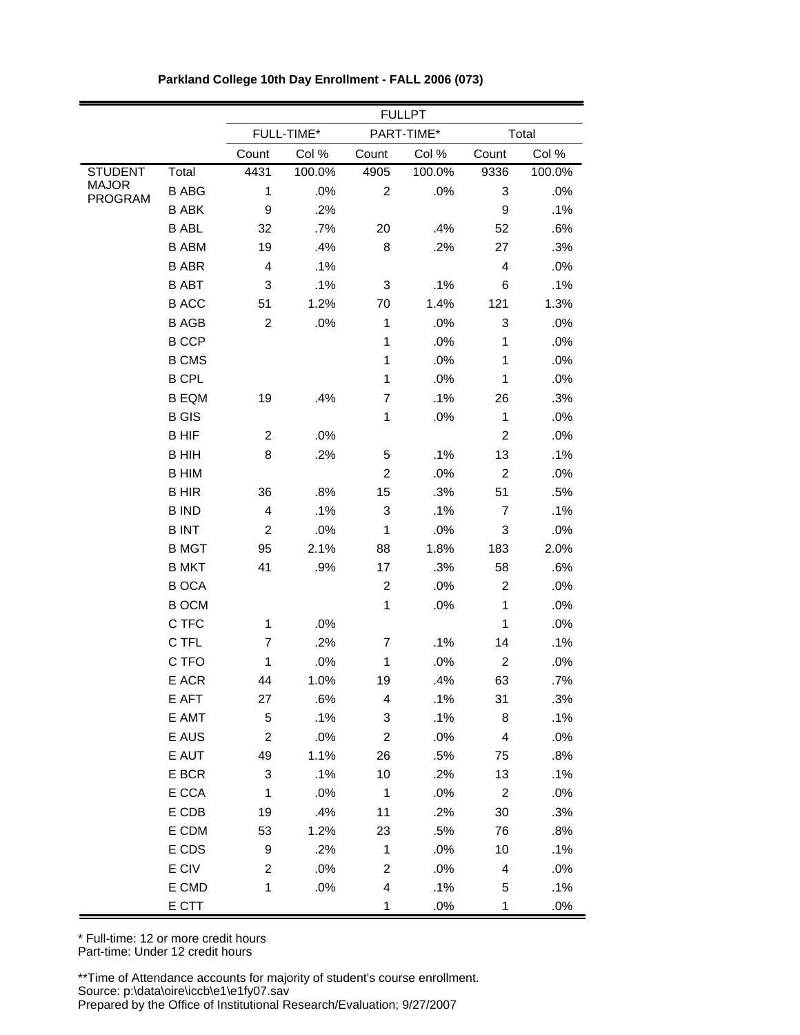**Parkland College 10th Day Enrollment - FALL 2006 (073)**

| | | FULLPT | | | | | |
|---|---|---|---|---|---|---|---|
| | | FULL-TIME* | | PART-TIME* | | Total | |
| | | Count | Col % | Count | Col % | Count | Col % |
| STUDENT MAJOR PROGRAM | Total | 4431 | 100.0% | 4905 | 100.0% | 9336 | 100.0% |
| | B ABG | 1 | .0% | 2 | .0% | 3 | .0% |
| | B ABK | 9 | .2% | | | 9 | .1% |
| | B ABL | 32 | .7% | 20 | .4% | 52 | .6% |
| | B ABM | 19 | .4% | 8 | .2% | 27 | .3% |
| | B ABR | 4 | .1% | | | 4 | .0% |
| | B ABT | 3 | .1% | 3 | .1% | 6 | .1% |
| | B ACC | 51 | 1.2% | 70 | 1.4% | 121 | 1.3% |
| | B AGB | 2 | .0% | 1 | .0% | 3 | .0% |
| | B CCP | | | 1 | .0% | 1 | .0% |
| | B CMS | | | 1 | .0% | 1 | .0% |
| | B CPL | | | 1 | .0% | 1 | .0% |
| | B EQM | 19 | .4% | 7 | .1% | 26 | .3% |
| | B GIS | | | 1 | .0% | 1 | .0% |
| | B HIF | 2 | .0% | | | 2 | .0% |
| | B HIH | 8 | .2% | 5 | .1% | 13 | .1% |
| | B HIM | | | 2 | .0% | 2 | .0% |
| | B HIR | 36 | .8% | 15 | .3% | 51 | .5% |
| | B IND | 4 | .1% | 3 | .1% | 7 | .1% |
| | B INT | 2 | .0% | 1 | .0% | 3 | .0% |
| | B MGT | 95 | 2.1% | 88 | 1.8% | 183 | 2.0% |
| | B MKT | 41 | .9% | 17 | .3% | 58 | .6% |
| | B OCA | | | 2 | .0% | 2 | .0% |
| | B OCM | | | 1 | .0% | 1 | .0% |
| | C TFC | 1 | .0% | | | 1 | .0% |
| | C TFL | 7 | .2% | 7 | .1% | 14 | .1% |
| | C TFO | 1 | .0% | 1 | .0% | 2 | .0% |
| | E ACR | 44 | 1.0% | 19 | .4% | 63 | .7% |
| | E AFT | 27 | .6% | 4 | .1% | 31 | .3% |
| | E AMT | 5 | .1% | 3 | .1% | 8 | .1% |
| | E AUS | 2 | .0% | 2 | .0% | 4 | .0% |
| | E AUT | 49 | 1.1% | 26 | .5% | 75 | .8% |
| | E BCR | 3 | .1% | 10 | .2% | 13 | .1% |
| | E CCA | 1 | .0% | 1 | .0% | 2 | .0% |
| | E CDB | 19 | .4% | 11 | .2% | 30 | .3% |
| | E CDM | 53 | 1.2% | 23 | .5% | 76 | .8% |
| | E CDS | 9 | .2% | 1 | .0% | 10 | .1% |
| | E CIV | 2 | .0% | 2 | .0% | 4 | .0% |
| | E CMD | 1 | .0% | 4 | .1% | 5 | .1% |
| | E CTT | | | 1 | .0% | 1 | .0% |

\* Full-time: 12 or more credit hours
Part-time: Under 12 credit hours

\*\*Time of Attendance accounts for majority of student's course enrollment.
Source: p:\data\oire\iccb\e1\e1fy07.sav
Prepared by the Office of Institutional Research/Evaluation; 9/27/2007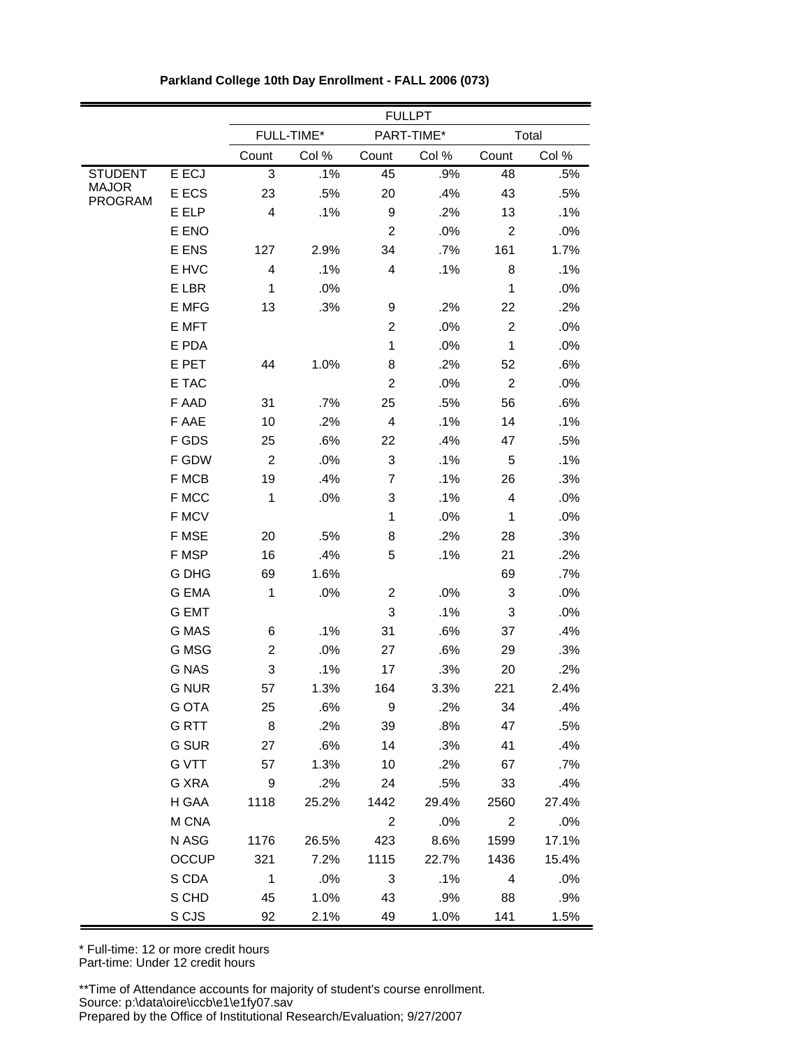**Parkland College 10th Day Enrollment - FALL 2006 (073)**

| | | FULLPT | | | | | |
|---|---|---|---|---|---|---|---|
| | | FULL-TIME* | | PART-TIME* | | Total | |
| | | Count | Col % | Count | Col % | Count | Col % |
| STUDENT MAJOR PROGRAM | E ECJ | 3 | .1% | 45 | .9% | 48 | .5% |
| | E ECS | 23 | .5% | 20 | .4% | 43 | .5% |
| | E ELP | 4 | .1% | 9 | .2% | 13 | .1% |
| | E ENO | | | 2 | .0% | 2 | .0% |
| | E ENS | 127 | 2.9% | 34 | .7% | 161 | 1.7% |
| | E HVC | 4 | .1% | 4 | .1% | 8 | .1% |
| | E LBR | 1 | .0% | | | 1 | .0% |
| | E MFG | 13 | .3% | 9 | .2% | 22 | .2% |
| | E MFT | | | 2 | .0% | 2 | .0% |
| | E PDA | | | 1 | .0% | 1 | .0% |
| | E PET | 44 | 1.0% | 8 | .2% | 52 | .6% |
| | E TAC | | | 2 | .0% | 2 | .0% |
| | F AAD | 31 | .7% | 25 | .5% | 56 | .6% |
| | F AAE | 10 | .2% | 4 | .1% | 14 | .1% |
| | F GDS | 25 | .6% | 22 | .4% | 47 | .5% |
| | F GDW | 2 | .0% | 3 | .1% | 5 | .1% |
| | F MCB | 19 | .4% | 7 | .1% | 26 | .3% |
| | F MCC | 1 | .0% | 3 | .1% | 4 | .0% |
| | F MCV | | | 1 | .0% | 1 | .0% |
| | F MSE | 20 | .5% | 8 | .2% | 28 | .3% |
| | F MSP | 16 | .4% | 5 | .1% | 21 | .2% |
| | G DHG | 69 | 1.6% | | | 69 | .7% |
| | G EMA | 1 | .0% | 2 | .0% | 3 | .0% |
| | G EMT | | | 3 | .1% | 3 | .0% |
| | G MAS | 6 | .1% | 31 | .6% | 37 | .4% |
| | G MSG | 2 | .0% | 27 | .6% | 29 | .3% |
| | G NAS | 3 | .1% | 17 | .3% | 20 | .2% |
| | G NUR | 57 | 1.3% | 164 | 3.3% | 221 | 2.4% |
| | G OTA | 25 | .6% | 9 | .2% | 34 | .4% |
| | G RTT | 8 | .2% | 39 | .8% | 47 | .5% |
| | G SUR | 27 | .6% | 14 | .3% | 41 | .4% |
| | G VTT | 57 | 1.3% | 10 | .2% | 67 | .7% |
| | G XRA | 9 | .2% | 24 | .5% | 33 | .4% |
| | H GAA | 1118 | 25.2% | 1442 | 29.4% | 2560 | 27.4% |
| | M CNA | | | 2 | .0% | 2 | .0% |
| | N ASG | 1176 | 26.5% | 423 | 8.6% | 1599 | 17.1% |
| | OCCUP | 321 | 7.2% | 1115 | 22.7% | 1436 | 15.4% |
| | S CDA | 1 | .0% | 3 | .1% | 4 | .0% |
| | S CHD | 45 | 1.0% | 43 | .9% | 88 | .9% |
| | S CJS | 92 | 2.1% | 49 | 1.0% | 141 | 1.5% |

* Full-time: 12 or more credit hours
Part-time: Under 12 credit hours

**Time of Attendance accounts for majority of student's course enrollment.
Source: p:\data\oire\iccb\e1\e1fy07.sav
Prepared by the Office of Institutional Research/Evaluation; 9/27/2007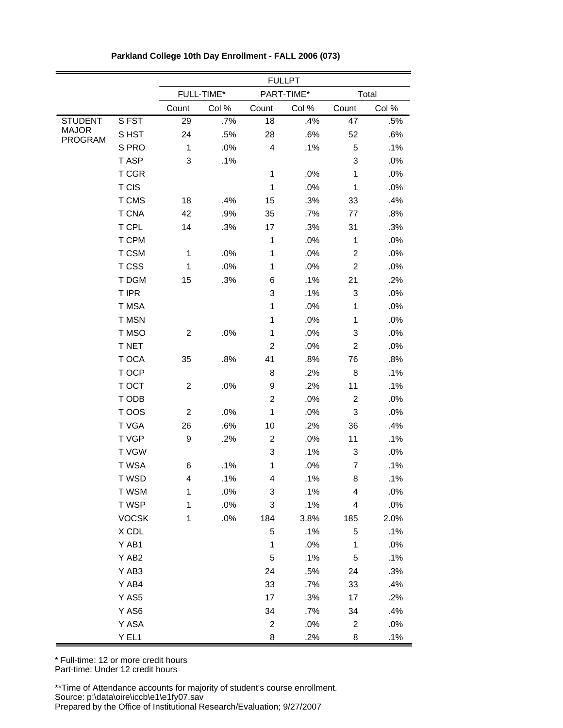**Parkland College 10th Day Enrollment - FALL 2006 (073)**

| | | FULLPT | | | | | |
|---|---|---|---|---|---|---|---|
| | | FULL-TIME* | | PART-TIME* | | Total | |
| | | Count | Col % | Count | Col % | Count | Col % |
| STUDENT MAJOR PROGRAM | S FST | 29 | .7% | 18 | .4% | 47 | .5% |
| | S HST | 24 | .5% | 28 | .6% | 52 | .6% |
| | S PRO | 1 | .0% | 4 | .1% | 5 | .1% |
| | T ASP | 3 | .1% | | | 3 | .0% |
| | T CGR | | | 1 | .0% | 1 | .0% |
| | T CIS | | | 1 | .0% | 1 | .0% |
| | T CMS | 18 | .4% | 15 | .3% | 33 | .4% |
| | T CNA | 42 | .9% | 35 | .7% | 77 | .8% |
| | T CPL | 14 | .3% | 17 | .3% | 31 | .3% |
| | T CPM | | | 1 | .0% | 1 | .0% |
| | T CSM | 1 | .0% | 1 | .0% | 2 | .0% |
| | T CSS | 1 | .0% | 1 | .0% | 2 | .0% |
| | T DGM | 15 | .3% | 6 | .1% | 21 | .2% |
| | T IPR | | | 3 | .1% | 3 | .0% |
| | T MSA | | | 1 | .0% | 1 | .0% |
| | T MSN | | | 1 | .0% | 1 | .0% |
| | T MSO | 2 | .0% | 1 | .0% | 3 | .0% |
| | T NET | | | 2 | .0% | 2 | .0% |
| | T OCA | 35 | .8% | 41 | .8% | 76 | .8% |
| | T OCP | | | 8 | .2% | 8 | .1% |
| | T OCT | 2 | .0% | 9 | .2% | 11 | .1% |
| | T ODB | | | 2 | .0% | 2 | .0% |
| | T OOS | 2 | .0% | 1 | .0% | 3 | .0% |
| | T VGA | 26 | .6% | 10 | .2% | 36 | .4% |
| | T VGP | 9 | .2% | 2 | .0% | 11 | .1% |
| | T VGW | | | 3 | .1% | 3 | .0% |
| | T WSA | 6 | .1% | 1 | .0% | 7 | .1% |
| | T WSD | 4 | .1% | 4 | .1% | 8 | .1% |
| | T WSM | 1 | .0% | 3 | .1% | 4 | .0% |
| | T WSP | 1 | .0% | 3 | .1% | 4 | .0% |
| | VOCSK | 1 | .0% | 184 | 3.8% | 185 | 2.0% |
| | X CDL | | | 5 | .1% | 5 | .1% |
| | Y AB1 | | | 1 | .0% | 1 | .0% |
| | Y AB2 | | | 5 | .1% | 5 | .1% |
| | Y AB3 | | | 24 | .5% | 24 | .3% |
| | Y AB4 | | | 33 | .7% | 33 | .4% |
| | Y AS5 | | | 17 | .3% | 17 | .2% |
| | Y AS6 | | | 34 | .7% | 34 | .4% |
| | Y ASA | | | 2 | .0% | 2 | .0% |
| | Y EL1 | | | 8 | .2% | 8 | .1% |

* Full-time: 12 or more credit hours
Part-time: Under 12 credit hours

**Time of Attendance accounts for majority of student's course enrollment.
Source: p:\data\oire\iccb\e1\e1fy07.sav
Prepared by the Office of Institutional Research/Evaluation; 9/27/2007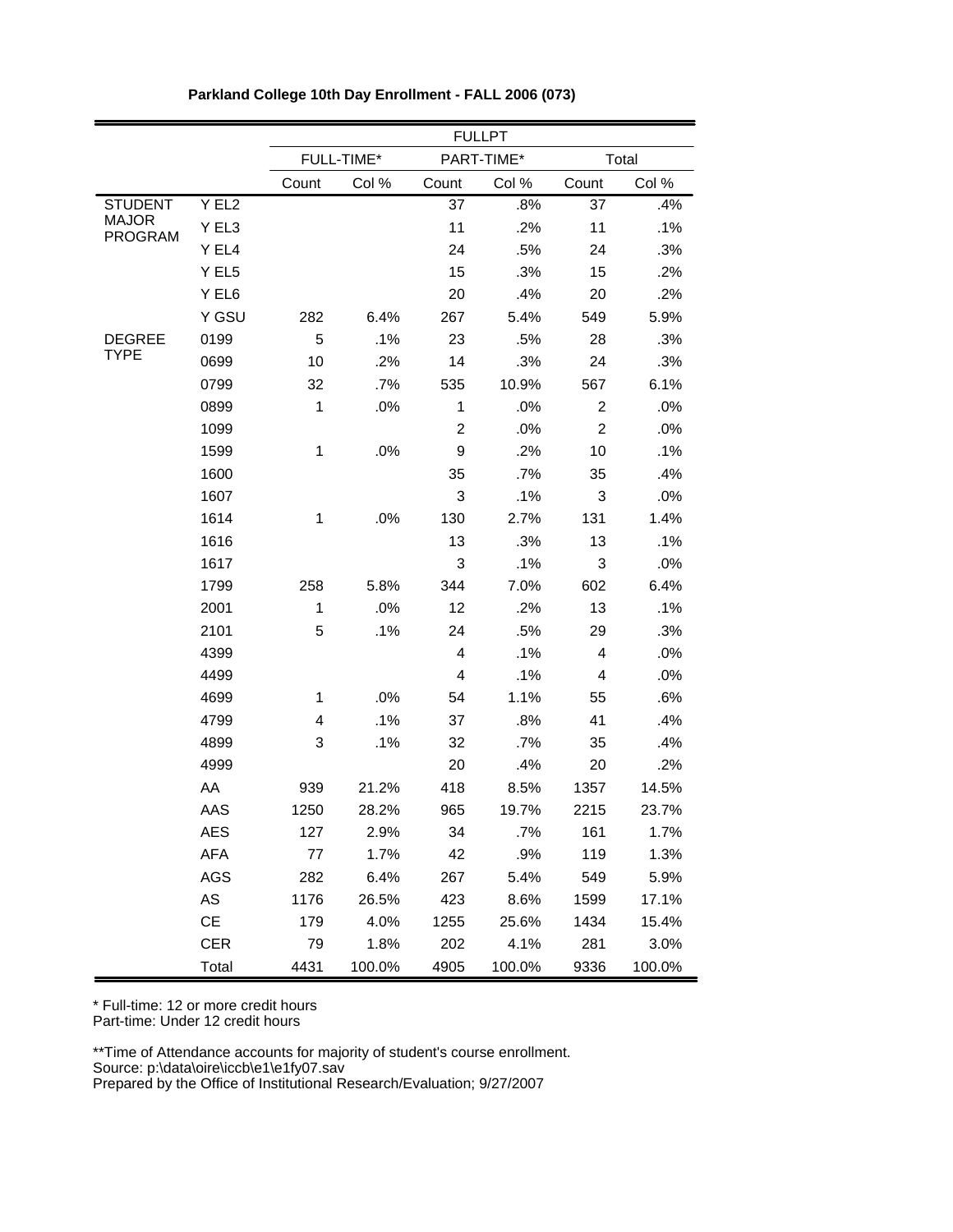**Parkland College 10th Day Enrollment - FALL 2006 (073)**

| | | FULLPT | | | | | |
|---|---|---|---|---|---|---|---|
| | | FULL-TIME* | | PART-TIME* | | Total | |
| | | Count | Col % | Count | Col % | Count | Col % |
| STUDENT MAJOR PROGRAM | Y EL2 | | | 37 | .8% | 37 | .4% |
| | Y EL3 | | | 11 | .2% | 11 | .1% |
| | Y EL4 | | | 24 | .5% | 24 | .3% |
| | Y EL5 | | | 15 | .3% | 15 | .2% |
| | Y EL6 | | | 20 | .4% | 20 | .2% |
| | Y GSU | 282 | 6.4% | 267 | 5.4% | 549 | 5.9% |
| DEGREE TYPE | 0199 | 5 | .1% | 23 | .5% | 28 | .3% |
| | 0699 | 10 | .2% | 14 | .3% | 24 | .3% |
| | 0799 | 32 | .7% | 535 | 10.9% | 567 | 6.1% |
| | 0899 | 1 | .0% | 1 | .0% | 2 | .0% |
| | 1099 | | | 2 | .0% | 2 | .0% |
| | 1599 | 1 | .0% | 9 | .2% | 10 | .1% |
| | 1600 | | | 35 | .7% | 35 | .4% |
| | 1607 | | | 3 | .1% | 3 | .0% |
| | 1614 | 1 | .0% | 130 | 2.7% | 131 | 1.4% |
| | 1616 | | | 13 | .3% | 13 | .1% |
| | 1617 | | | 3 | .1% | 3 | .0% |
| | 1799 | 258 | 5.8% | 344 | 7.0% | 602 | 6.4% |
| | 2001 | 1 | .0% | 12 | .2% | 13 | .1% |
| | 2101 | 5 | .1% | 24 | .5% | 29 | .3% |
| | 4399 | | | 4 | .1% | 4 | .0% |
| | 4499 | | | 4 | .1% | 4 | .0% |
| | 4699 | 1 | .0% | 54 | 1.1% | 55 | .6% |
| | 4799 | 4 | .1% | 37 | .8% | 41 | .4% |
| | 4899 | 3 | .1% | 32 | .7% | 35 | .4% |
| | 4999 | | | 20 | .4% | 20 | .2% |
| | AA | 939 | 21.2% | 418 | 8.5% | 1357 | 14.5% |
| | AAS | 1250 | 28.2% | 965 | 19.7% | 2215 | 23.7% |
| | AES | 127 | 2.9% | 34 | .7% | 161 | 1.7% |
| | AFA | 77 | 1.7% | 42 | .9% | 119 | 1.3% |
| | AGS | 282 | 6.4% | 267 | 5.4% | 549 | 5.9% |
| | AS | 1176 | 26.5% | 423 | 8.6% | 1599 | 17.1% |
| | CE | 179 | 4.0% | 1255 | 25.6% | 1434 | 15.4% |
| | CER | 79 | 1.8% | 202 | 4.1% | 281 | 3.0% |
| | Total | 4431 | 100.0% | 4905 | 100.0% | 9336 | 100.0% |

\* Full-time: 12 or more credit hours
Part-time: Under 12 credit hours

**Time of Attendance accounts for majority of student's course enrollment.
Source: p:\data\oire\iccb\e1\e1fy07.sav
Prepared by the Office of Institutional Research/Evaluation; 9/27/2007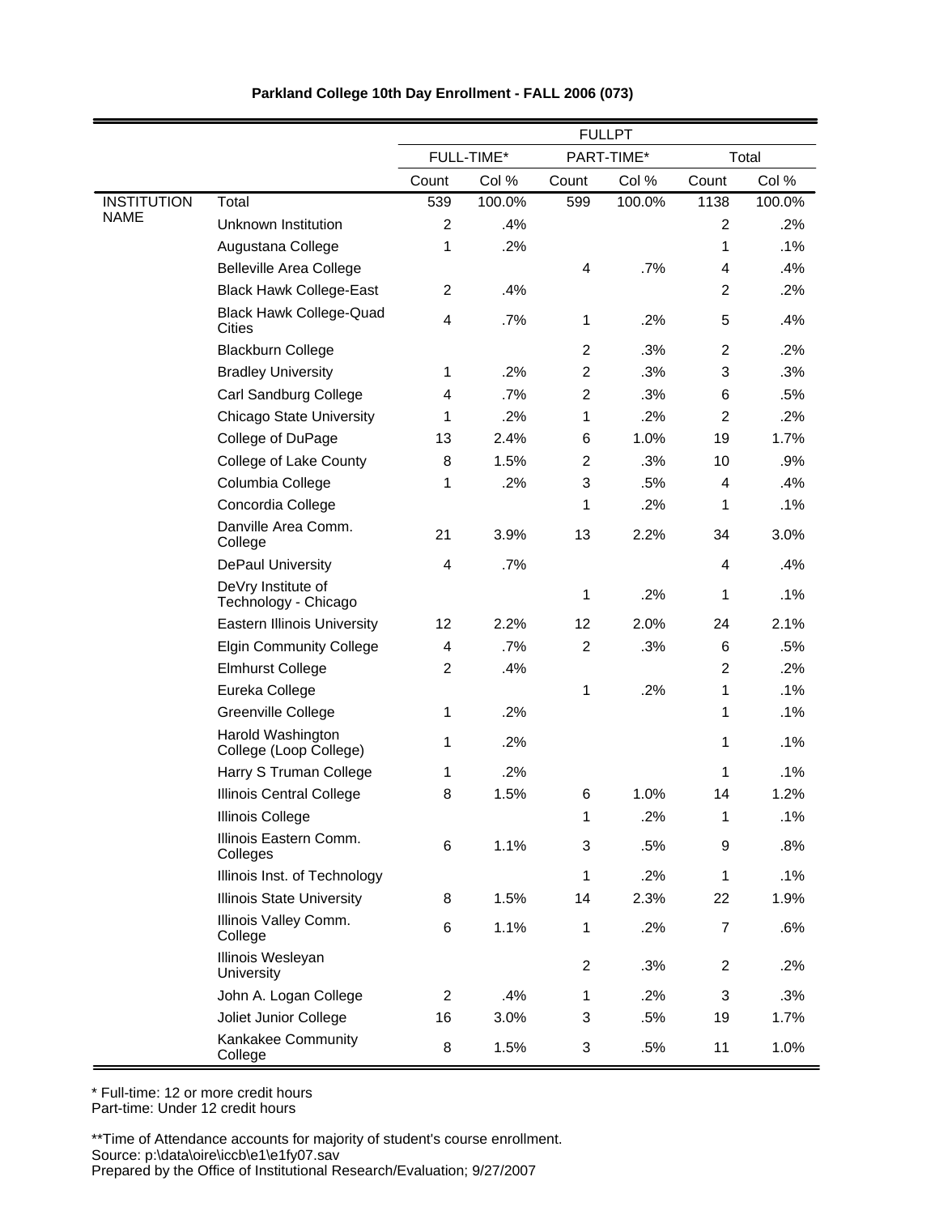**Parkland College 10th Day Enrollment - FALL 2006 (073)**

| | | FULLPT | | | | | |
|---|---|---|---|---|---|---|---|
| | | FULL-TIME* | | PART-TIME* | | Total | |
| | | Count | Col % | Count | Col % | Count | Col % |
| INSTITUTION NAME | Total | 539 | 100.0% | 599 | 100.0% | 1138 | 100.0% |
| | Unknown Institution | 2 | .4% | | | 2 | .2% |
| | Augustana College | 1 | .2% | | | 1 | .1% |
| | Belleville Area College | | | 4 | .7% | 4 | .4% |
| | Black Hawk College-East | 2 | .4% | | | 2 | .2% |
| | Black Hawk College-Quad Cities | 4 | .7% | 1 | .2% | 5 | .4% |
| | Blackburn College | | | 2 | .3% | 2 | .2% |
| | Bradley University | 1 | .2% | 2 | .3% | 3 | .3% |
| | Carl Sandburg College | 4 | .7% | 2 | .3% | 6 | .5% |
| | Chicago State University | 1 | .2% | 1 | .2% | 2 | .2% |
| | College of DuPage | 13 | 2.4% | 6 | 1.0% | 19 | 1.7% |
| | College of Lake County | 8 | 1.5% | 2 | .3% | 10 | .9% |
| | Columbia College | 1 | .2% | 3 | .5% | 4 | .4% |
| | Concordia College | | | 1 | .2% | 1 | .1% |
| | Danville Area Comm. College | 21 | 3.9% | 13 | 2.2% | 34 | 3.0% |
| | DePaul University | 4 | .7% | | | 4 | .4% |
| | DeVry Institute of Technology - Chicago | | | 1 | .2% | 1 | .1% |
| | Eastern Illinois University | 12 | 2.2% | 12 | 2.0% | 24 | 2.1% |
| | Elgin Community College | 4 | .7% | 2 | .3% | 6 | .5% |
| | Elmhurst College | 2 | .4% | | | 2 | .2% |
| | Eureka College | | | 1 | .2% | 1 | .1% |
| | Greenville College | 1 | .2% | | | 1 | .1% |
| | Harold Washington College (Loop College) | 1 | .2% | | | 1 | .1% |
| | Harry S Truman College | 1 | .2% | | | 1 | .1% |
| | Illinois Central College | 8 | 1.5% | 6 | 1.0% | 14 | 1.2% |
| | Illinois College | | | 1 | .2% | 1 | .1% |
| | Illinois Eastern Comm. Colleges | 6 | 1.1% | 3 | .5% | 9 | .8% |
| | Illinois Inst. of Technology | | | 1 | .2% | 1 | .1% |
| | Illinois State University | 8 | 1.5% | 14 | 2.3% | 22 | 1.9% |
| | Illinois Valley Comm. College | 6 | 1.1% | 1 | .2% | 7 | .6% |
| | Illinois Wesleyan University | | | 2 | .3% | 2 | .2% |
| | John A. Logan College | 2 | .4% | 1 | .2% | 3 | .3% |
| | Joliet Junior College | 16 | 3.0% | 3 | .5% | 19 | 1.7% |
| | Kankakee Community College | 8 | 1.5% | 3 | .5% | 11 | 1.0% |

* Full-time: 12 or more credit hours
Part-time: Under 12 credit hours

**Time of Attendance accounts for majority of student's course enrollment.
Source: p:\data\oire\iccb\e1\e1fy07.sav
Prepared by the Office of Institutional Research/Evaluation; 9/27/2007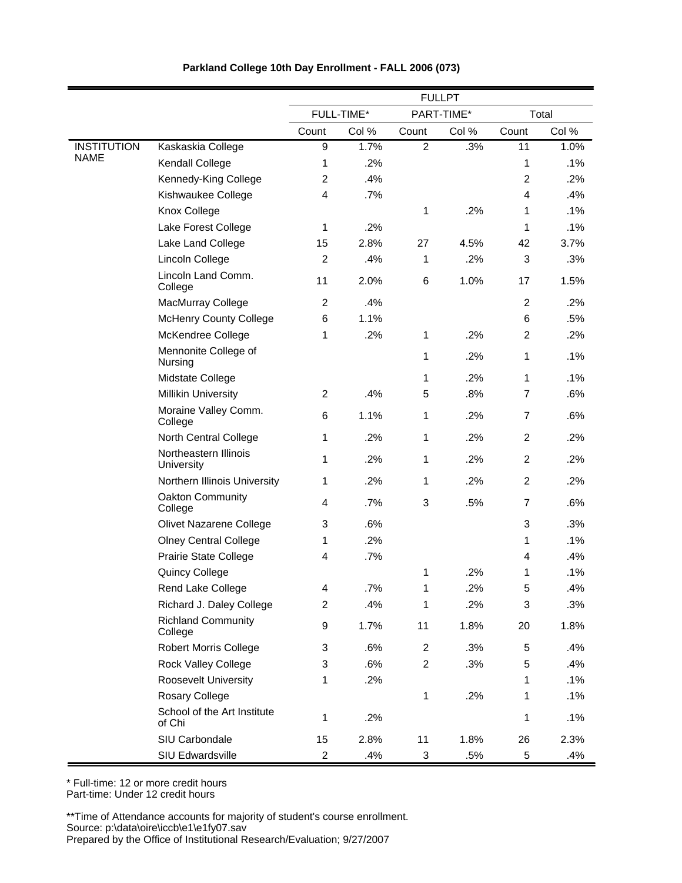**Parkland College 10th Day Enrollment - FALL 2006 (073)**

| | | FULLPT | | | | | |
|---|---|---|---|---|---|---|---|
| | | FULL-TIME* | | PART-TIME* | | Total | |
| | | Count | Col % | Count | Col % | Count | Col % |
| INSTITUTION NAME | Kaskaskia College | 9 | 1.7% | 2 | .3% | 11 | 1.0% |
| | Kendall College | 1 | .2% | | | 1 | .1% |
| | Kennedy-King College | 2 | .4% | | | 2 | .2% |
| | Kishwaukee College | 4 | .7% | | | 4 | .4% |
| | Knox College | | | 1 | .2% | 1 | .1% |
| | Lake Forest College | 1 | .2% | | | 1 | .1% |
| | Lake Land College | 15 | 2.8% | 27 | 4.5% | 42 | 3.7% |
| | Lincoln College | 2 | .4% | 1 | .2% | 3 | .3% |
| | Lincoln Land Comm. College | 11 | 2.0% | 6 | 1.0% | 17 | 1.5% |
| | MacMurray College | 2 | .4% | | | 2 | .2% |
| | McHenry County College | 6 | 1.1% | | | 6 | .5% |
| | McKendree College | 1 | .2% | 1 | .2% | 2 | .2% |
| | Mennonite College of Nursing | | | 1 | .2% | 1 | .1% |
| | Midstate College | | | 1 | .2% | 1 | .1% |
| | Millikin University | 2 | .4% | 5 | .8% | 7 | .6% |
| | Moraine Valley Comm. College | 6 | 1.1% | 1 | .2% | 7 | .6% |
| | North Central College | 1 | .2% | 1 | .2% | 2 | .2% |
| | Northeastern Illinois University | 1 | .2% | 1 | .2% | 2 | .2% |
| | Northern Illinois University | 1 | .2% | 1 | .2% | 2 | .2% |
| | Oakton Community College | 4 | .7% | 3 | .5% | 7 | .6% |
| | Olivet Nazarene College | 3 | .6% | | | 3 | .3% |
| | Olney Central College | 1 | .2% | | | 1 | .1% |
| | Prairie State College | 4 | .7% | | | 4 | .4% |
| | Quincy College | | | 1 | .2% | 1 | .1% |
| | Rend Lake College | 4 | .7% | 1 | .2% | 5 | .4% |
| | Richard J. Daley College | 2 | .4% | 1 | .2% | 3 | .3% |
| | Richland Community College | 9 | 1.7% | 11 | 1.8% | 20 | 1.8% |
| | Robert Morris College | 3 | .6% | 2 | .3% | 5 | .4% |
| | Rock Valley College | 3 | .6% | 2 | .3% | 5 | .4% |
| | Roosevelt University | 1 | .2% | | | 1 | .1% |
| | Rosary College | | | 1 | .2% | 1 | .1% |
| | School of the Art Institute of Chi | 1 | .2% | | | 1 | .1% |
| | SIU Carbondale | 15 | 2.8% | 11 | 1.8% | 26 | 2.3% |
| | SIU Edwardsville | 2 | .4% | 3 | .5% | 5 | .4% |

* Full-time: 12 or more credit hours
Part-time: Under 12 credit hours

**Time of Attendance accounts for majority of student's course enrollment.
Source: p:\data\oire\iccb\e1\e1fy07.sav
Prepared by the Office of Institutional Research/Evaluation; 9/27/2007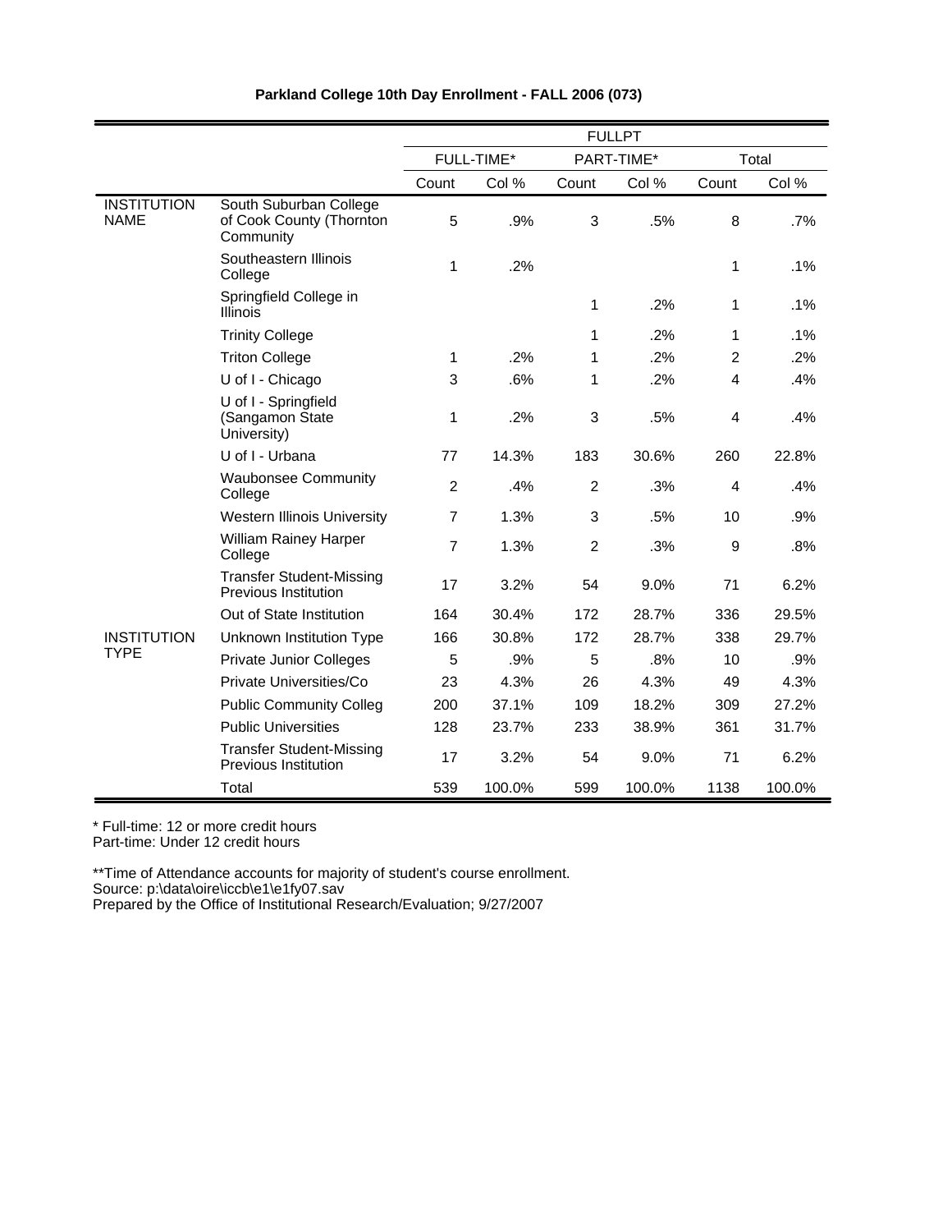**Parkland College 10th Day Enrollment - FALL 2006 (073)**

| | | FULLPT | | | | | |
|---|---|---|---|---|---|---|---|
| | | FULL-TIME* | | PART-TIME* | | Total | |
| | | Count | Col % | Count | Col % | Count | Col % |
| INSTITUTION NAME | South Suburban College of Cook County (Thornton Community | 5 | .9% | 3 | .5% | 8 | .7% |
| | Southeastern Illinois College | 1 | .2% | | | 1 | .1% |
| | Springfield College in Illinois | | | 1 | .2% | 1 | .1% |
| | Trinity College | | | 1 | .2% | 1 | .1% |
| | Triton College | 1 | .2% | 1 | .2% | 2 | .2% |
| | U of I - Chicago | 3 | .6% | 1 | .2% | 4 | .4% |
| | U of I - Springfield (Sangamon State University) | 1 | .2% | 3 | .5% | 4 | .4% |
| | U of I - Urbana | 77 | 14.3% | 183 | 30.6% | 260 | 22.8% |
| | Waubonsee Community College | 2 | .4% | 2 | .3% | 4 | .4% |
| | Western Illinois University | 7 | 1.3% | 3 | .5% | 10 | .9% |
| | William Rainey Harper College | 7 | 1.3% | 2 | .3% | 9 | .8% |
| | Transfer Student-Missing Previous Institution | 17 | 3.2% | 54 | 9.0% | 71 | 6.2% |
| | Out of State Institution | 164 | 30.4% | 172 | 28.7% | 336 | 29.5% |
| INSTITUTION TYPE | Unknown Institution Type | 166 | 30.8% | 172 | 28.7% | 338 | 29.7% |
| | Private Junior Colleges | 5 | .9% | 5 | .8% | 10 | .9% |
| | Private Universities/Co | 23 | 4.3% | 26 | 4.3% | 49 | 4.3% |
| | Public Community Colleg | 200 | 37.1% | 109 | 18.2% | 309 | 27.2% |
| | Public Universities | 128 | 23.7% | 233 | 38.9% | 361 | 31.7% |
| | Transfer Student-Missing Previous Institution | 17 | 3.2% | 54 | 9.0% | 71 | 6.2% |
| | Total | 539 | 100.0% | 599 | 100.0% | 1138 | 100.0% |

* Full-time: 12 or more credit hours
Part-time: Under 12 credit hours

**Time of Attendance accounts for majority of student's course enrollment.
Source: p:\data\oire\iccb\e1\e1fy07.sav
Prepared by the Office of Institutional Research/Evaluation; 9/27/2007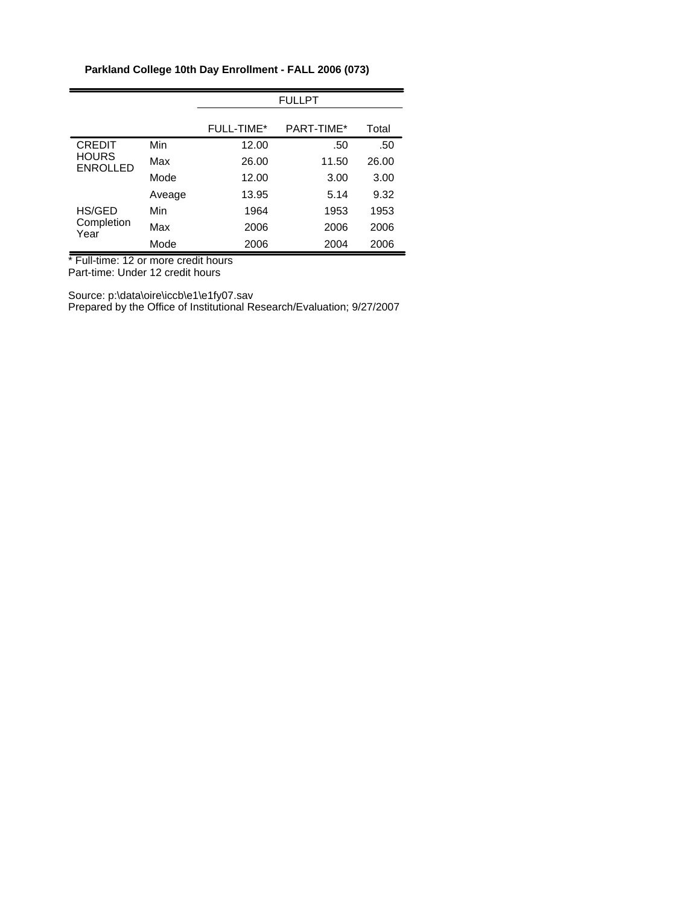**Parkland College 10th Day Enrollment - FALL 2006 (073)**

| | | FULLPT | | |
|---|---|---|---|---|
| | | FULL-TIME* | PART-TIME* | Total |
| CREDIT HOURS ENROLLED | Min | 12.00 | .50 | .50 |
| | Max | 26.00 | 11.50 | 26.00 |
| | Mode | 12.00 | 3.00 | 3.00 |
| | Aveage | 13.95 | 5.14 | 9.32 |
| HS/GED Completion Year | Min | 1964 | 1953 | 1953 |
| | Max | 2006 | 2006 | 2006 |
| | Mode | 2006 | 2004 | 2006 |

* Full-time: 12 or more credit hours
Part-time: Under 12 credit hours

Source: p:\data\oire\iccb\e1\e1fy07.sav
Prepared by the Office of Institutional Research/Evaluation; 9/27/2007